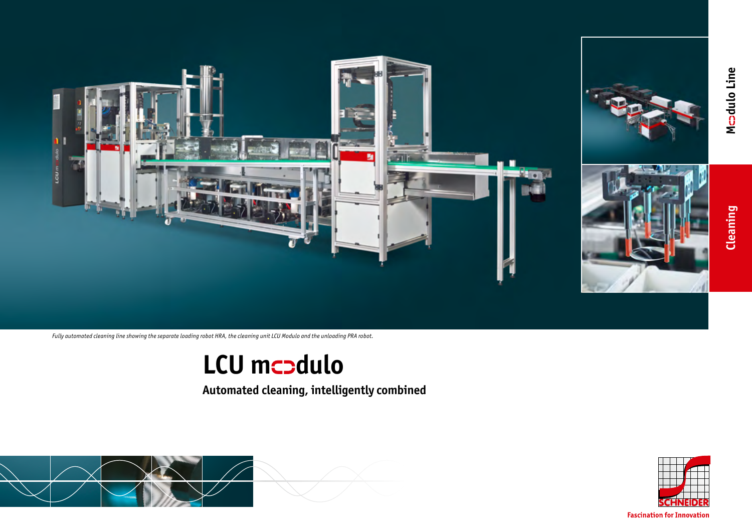Modulo Line

Cleaning

*Fully automated cleaning line showing the separate loading robot HRA, the cleaning unit LCU Modulo and the unloading PRA robot.*

# LCU modulo

**Automated cleaning, intelligently combined**

SCHNEIDER

Fascination for Innovation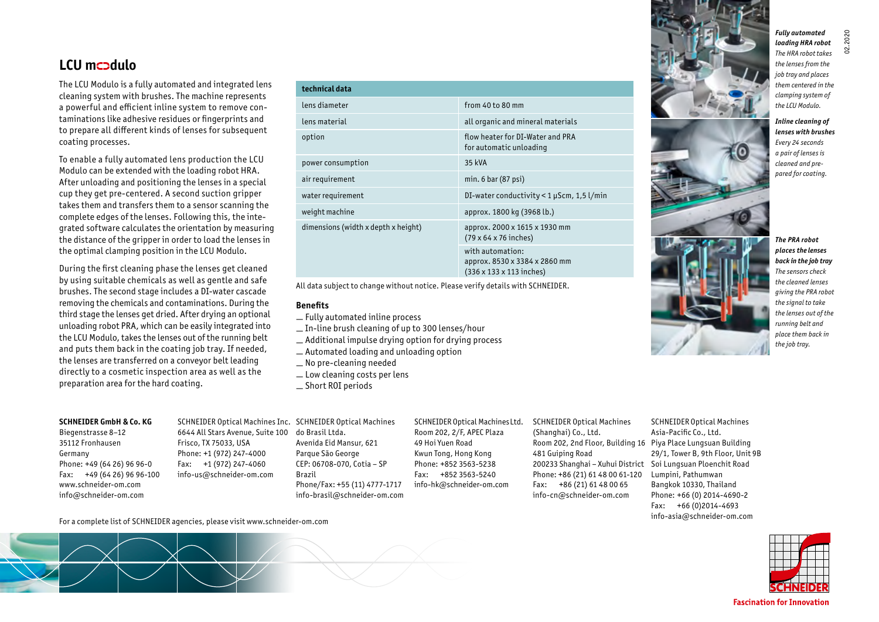## LCU modulo

The LCU Modulo is a fully automated and integrated lens cleaning system with brushes. The machine represents a powerful and efficient inline system to remove contaminations like adhesive residues or fingerprints and to prepare all different kinds of lenses for subsequent coating processes.

To enable a fully automated lens production the LCU Modulo can be extended with the loading robot HRA. After unloading and positioning the lenses in a special cup they get pre-centered. A second suction gripper takes them and transfers them to a sensor scanning the complete edges of the lenses. Following this, the integrated software calculates the orientation by measuring the distance of the gripper in order to load the lenses in the optimal clamping position in the LCU Modulo.

During the first cleaning phase the lenses get cleaned by using suitable chemicals as well as gentle and safe brushes. The second stage includes a DI-water cascade removing the chemicals and contaminations. During the third stage the lenses get dried. After drying an optional unloading robot PRA, which can be easily integrated into the LCU Modulo, takes the lenses out of the running belt and puts them back in the coating job tray. If needed, the lenses are transferred on a conveyor belt leading directly to a cosmetic inspection area as well as the preparation area for the hard coating.

| technical data | |
|---|---|
| lens diameter | from 40 to 80 mm |
| lens material | all organic and mineral materials |
| option | flow heater for DI-Water and PRA for automatic unloading |
| power consumption | 35 kVA |
| air requirement | min. 6 bar (87 psi) |
| water requirement | DI-water conductivity < 1 µScm, 1,5 l/min |
| weight machine | approx. 1800 kg (3968 lb.) |
| dimensions (width x depth x height) | approx. 2000 x 1615 x 1930 mm (79 x 64 x 76 inches) |
| | with automation: approx. 8530 x 3384 x 2860 mm (336 x 133 x 113 inches) |

All data subject to change without notice. Please verify details with SCHNEIDER.

**Benefits**

- Fully automated inline process
- In-line brush cleaning of up to 300 lenses/hour
- Additional impulse drying option for drying process
- Automated loading and unloading option
- No pre-cleaning needed
- Low cleaning costs per lens
- Short ROI periods

***Fully automated loading HRA robot***
*The HRA robot takes the lenses from the job tray and places them centered in the clamping system of the LCU Modulo.*

***Inline cleaning of lenses with brushes***
*Every 24 seconds a pair of lenses is cleaned and prepared for coating.*

***The PRA robot places the lenses back in the job tray***
*The sensors check the cleaned lenses giving the PRA robot the signal to take the lenses out of the running belt and place them back in the job tray.*

02.2020

**SCHNEIDER GmbH & Co. KG**
Biegenstrasse 8–12
35112 Fronhausen
Germany
Phone: +49 (64 26) 96 96-0
Fax: +49 (64 26) 96 96-100
www.schneider-om.com
info@schneider-om.com

SCHNEIDER Optical Machines Inc.
6644 All Stars Avenue, Suite 100
Frisco, TX 75033, USA
Phone: +1 (972) 247-4000
Fax: +1 (972) 247-4060
info-us@schneider-om.com

SCHNEIDER Optical Machines do Brasil Ltda.
Avenida Eid Mansur, 621
Parque São George
CEP: 06708-070, Cotia – SP
Brazil
Phone/Fax: +55 (11) 4777-1717
info-brasil@schneider-om.com

SCHNEIDER Optical Machines Ltd.
Room 202, 2/F, APEC Plaza
49 Hoi Yuen Road
Kwun Tong, Hong Kong
Phone: +852 3563-5238
Fax: +852 3563-5240
info-hk@schneider-om.com

SCHNEIDER Optical Machines (Shanghai) Co., Ltd.
Room 202, 2nd Floor, Building 16
481 Guiping Road
200233 Shanghai – Xuhui District
Phone: +86 (21) 61 48 00 61-120
Fax: +86 (21) 61 48 00 65
info-cn@schneider-om.com

SCHNEIDER Optical Machines Asia-Pacific Co., Ltd.
Piya Place Lungsuan Building
29/1, Tower B, 9th Floor, Unit 9B
Soi Lungsuan Ploenchit Road
Lumpini, Pathumwan
Bangkok 10330, Thailand
Phone: +66 (0) 2014-4690-2
Fax: +66 (0)2014-4693
info-asia@schneider-om.com

For a complete list of SCHNEIDER agencies, please visit www.schneider-om.com

SCHNEIDER
Fascination for Innovation